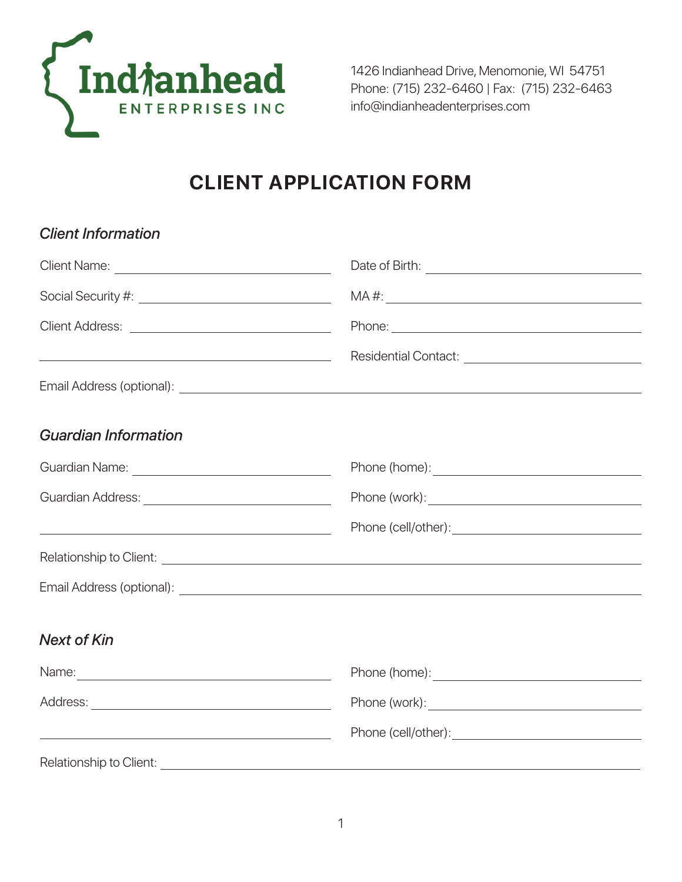Indianhead ENTERPRISES INC

1426 Indianhead Drive, Menomonie, WI 54751
Phone: (715) 232-6460 | Fax: (715) 232-6463
info@indianheadenterprises.com

# CLIENT APPLICATION FORM

### *Client Information*

Client Name: ______________________ Date of Birth: ______________________

Social Security #: ______________________ MA #: ______________________

Client Address: ______________________ Phone: ______________________

______________________ Residential Contact: ______________________

Email Address (optional): ______________________

### *Guardian Information*

Guardian Name: ______________________ Phone (home): ______________________

Guardian Address: ______________________ Phone (work): ______________________

______________________ Phone (cell/other): ______________________

Relationship to Client: ______________________

Email Address (optional): ______________________

### *Next of Kin*

Name: ______________________ Phone (home): ______________________

Address: ______________________ Phone (work): ______________________

______________________ Phone (cell/other): ______________________

Relationship to Client: ______________________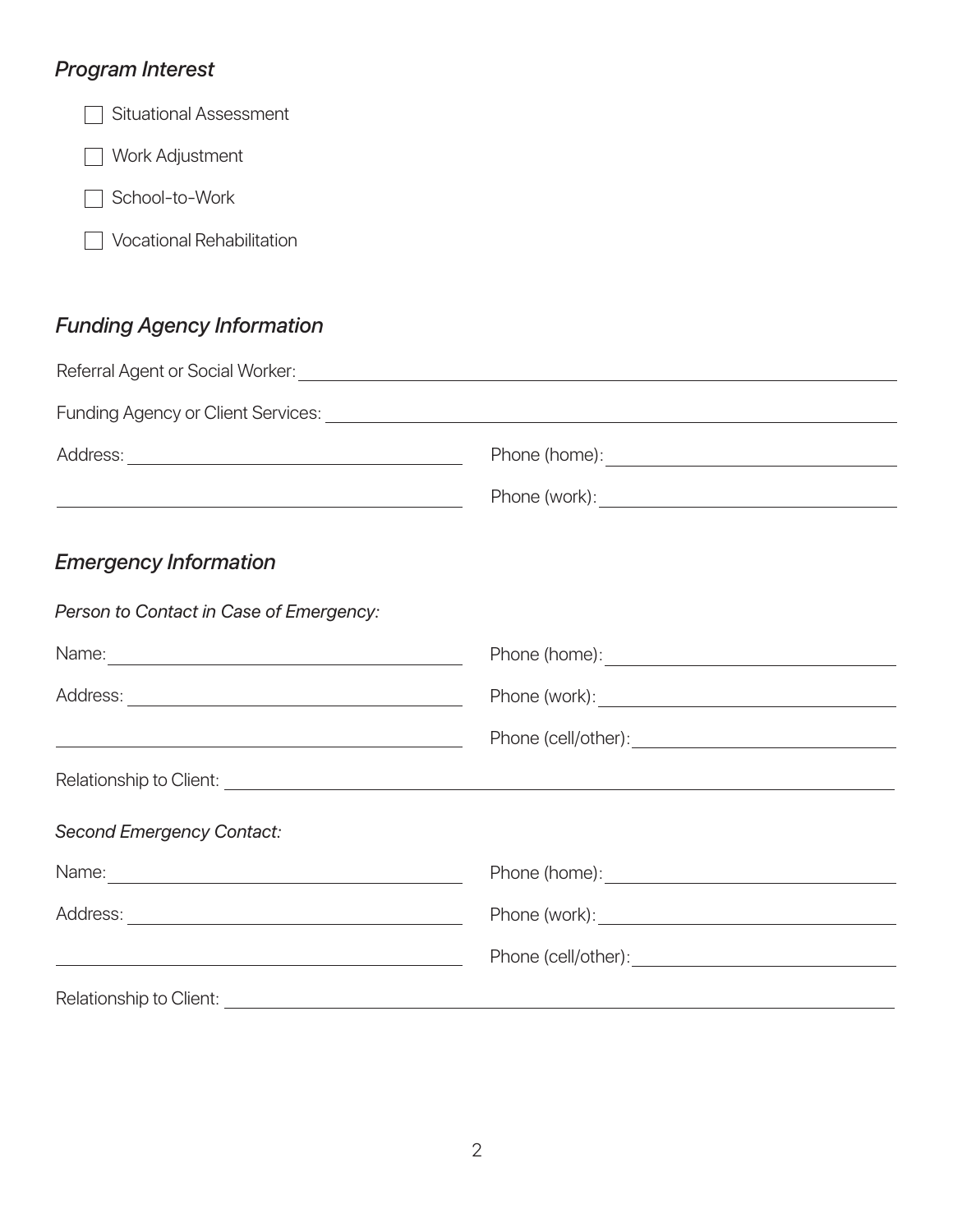### *Program Interest*

- [ ] Situational Assessment
- [ ] Work Adjustment
- [ ] School-to-Work
- [ ] Vocational Rehabilitation

### *Funding Agency Information*

Referral Agent or Social Worker: ______________________________

Funding Agency or Client Services: ______________________________

Address: ______________________________ Phone (home): ______________________________

______________________________ Phone (work): ______________________________

### *Emergency Information*

*Person to Contact in Case of Emergency:*

Name: ______________________________ Phone (home): ______________________________

Address: ______________________________ Phone (work): ______________________________

______________________________ Phone (cell/other): ______________________________

Relationship to Client: ______________________________

*Second Emergency Contact:*

Name: ______________________________ Phone (home): ______________________________

Address: ______________________________ Phone (work): ______________________________

______________________________ Phone (cell/other): ______________________________

Relationship to Client: ______________________________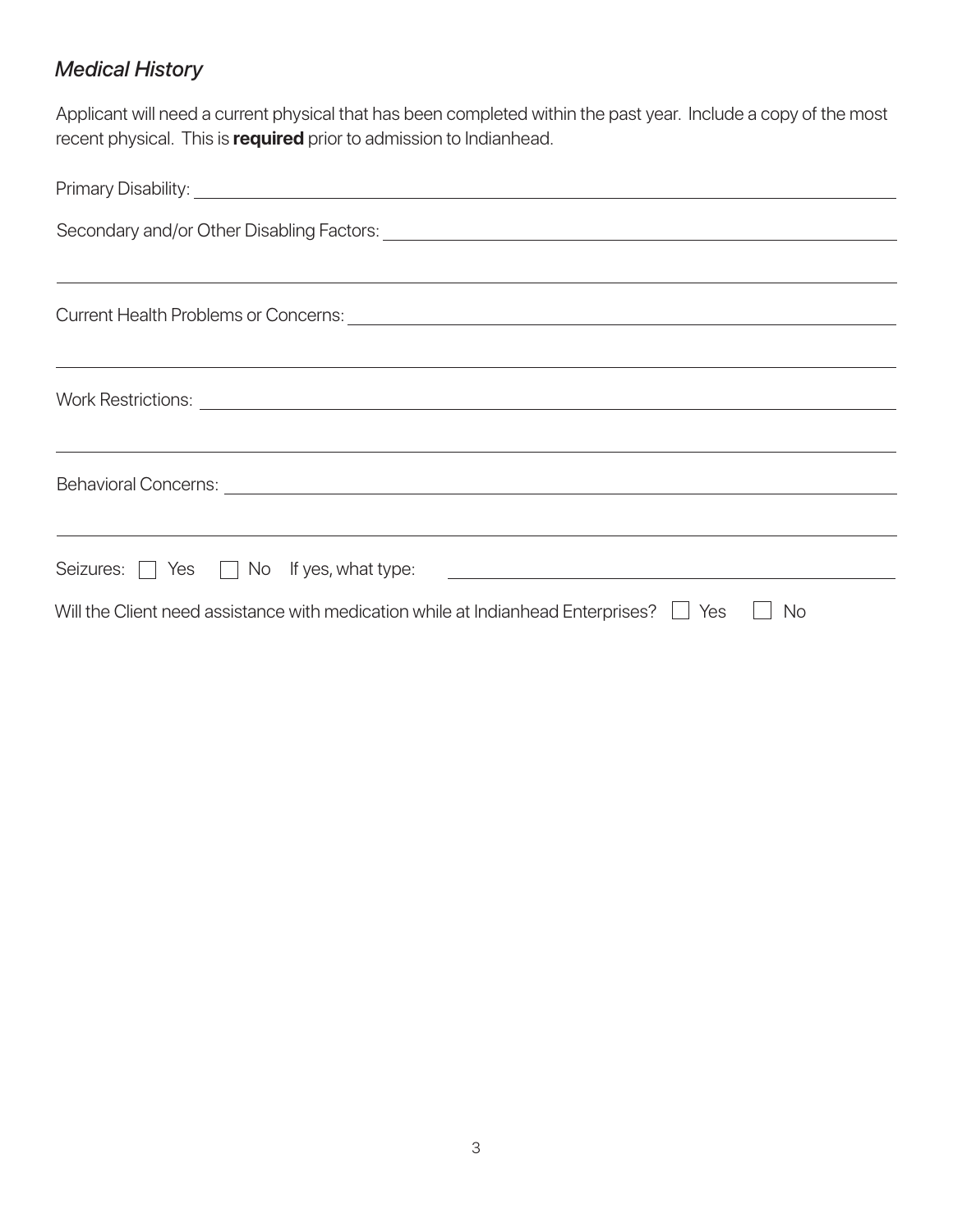## *Medical History*

Applicant will need a current physical that has been completed within the past year. Include a copy of the most recent physical. This is **required** prior to admission to Indianhead.

Primary Disability: \_\_\_\_\_\_\_\_\_\_\_\_\_\_\_\_\_\_\_\_\_\_\_\_\_\_\_\_\_\_\_\_\_\_\_\_\_\_\_\_

Secondary and/or Other Disabling Factors: \_\_\_\_\_\_\_\_\_\_\_\_\_\_\_\_\_\_\_\_\_\_\_\_\_\_\_\_\_\_\_\_\_\_\_\_\_\_\_\_

\_\_\_\_\_\_\_\_\_\_\_\_\_\_\_\_\_\_\_\_\_\_\_\_\_\_\_\_\_\_\_\_\_\_\_\_\_\_\_\_\_\_\_\_\_\_\_\_\_\_\_\_\_\_\_\_\_\_\_\_\_\_\_\_\_\_\_\_\_\_\_\_\_\_

Current Health Problems or Concerns: \_\_\_\_\_\_\_\_\_\_\_\_\_\_\_\_\_\_\_\_\_\_\_\_\_\_\_\_\_\_\_\_\_\_\_\_\_\_\_\_

\_\_\_\_\_\_\_\_\_\_\_\_\_\_\_\_\_\_\_\_\_\_\_\_\_\_\_\_\_\_\_\_\_\_\_\_\_\_\_\_\_\_\_\_\_\_\_\_\_\_\_\_\_\_\_\_\_\_\_\_\_\_\_\_\_\_\_\_\_\_\_\_\_\_

Work Restrictions: \_\_\_\_\_\_\_\_\_\_\_\_\_\_\_\_\_\_\_\_\_\_\_\_\_\_\_\_\_\_\_\_\_\_\_\_\_\_\_\_

\_\_\_\_\_\_\_\_\_\_\_\_\_\_\_\_\_\_\_\_\_\_\_\_\_\_\_\_\_\_\_\_\_\_\_\_\_\_\_\_\_\_\_\_\_\_\_\_\_\_\_\_\_\_\_\_\_\_\_\_\_\_\_\_\_\_\_\_\_\_\_\_\_\_

Behavioral Concerns: \_\_\_\_\_\_\_\_\_\_\_\_\_\_\_\_\_\_\_\_\_\_\_\_\_\_\_\_\_\_\_\_\_\_\_\_\_\_\_\_

\_\_\_\_\_\_\_\_\_\_\_\_\_\_\_\_\_\_\_\_\_\_\_\_\_\_\_\_\_\_\_\_\_\_\_\_\_\_\_\_\_\_\_\_\_\_\_\_\_\_\_\_\_\_\_\_\_\_\_\_\_\_\_\_\_\_\_\_\_\_\_\_\_\_

Seizures: ☐ Yes ☐ No If yes, what type: \_\_\_\_\_\_\_\_\_\_\_\_\_\_\_\_\_\_\_\_\_\_\_\_\_\_\_\_\_\_\_\_\_\_\_\_\_\_\_\_

Will the Client need assistance with medication while at Indianhead Enterprises? ☐ Yes ☐ No